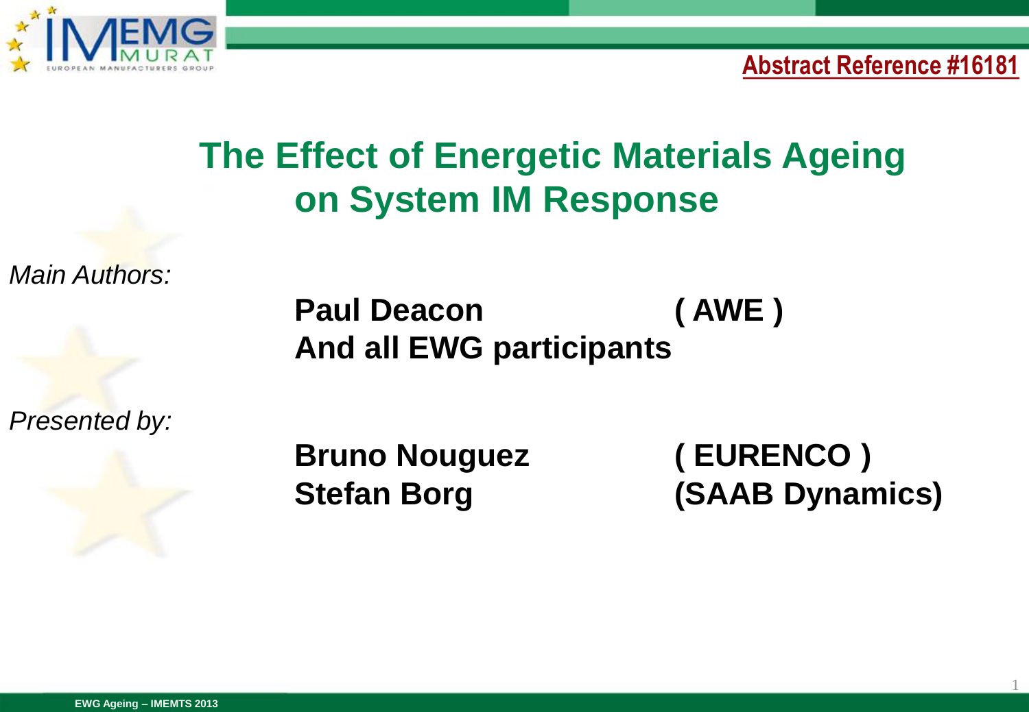**Abstract Reference #16181**

# The Effect of Energetic Materials Ageing on System IM Response

*Main Authors:*

**Paul Deacon ( AWE )**
**And all EWG participants**

*Presented by:*

**Bruno Nouguez ( EURENCO )**
**Stefan Borg (SAAB Dynamics)**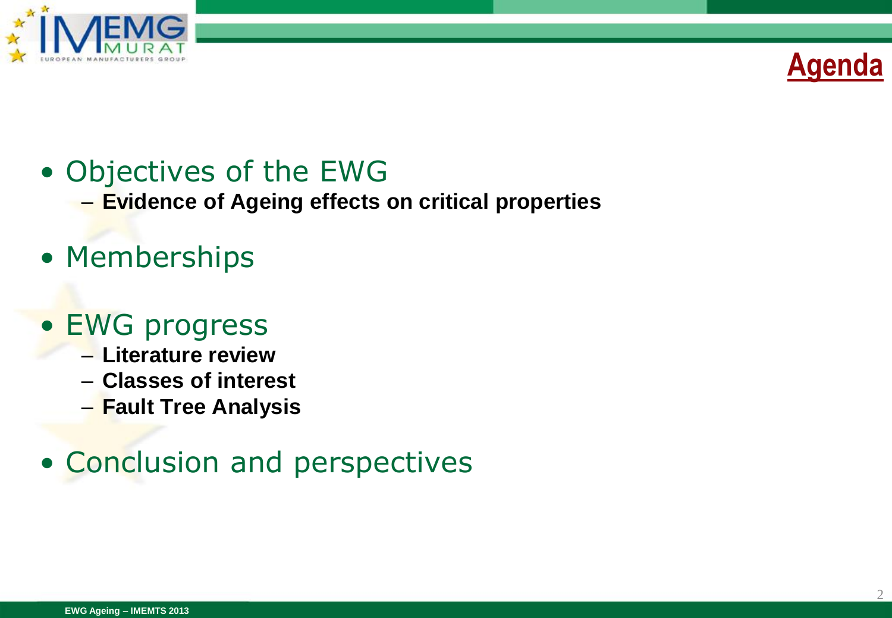# Agenda

- Objectives of the EWG
  - **Evidence of Ageing effects on critical properties**
- Memberships
- EWG progress
  - **Literature review**
  - **Classes of interest**
  - **Fault Tree Analysis**
- Conclusion and perspectives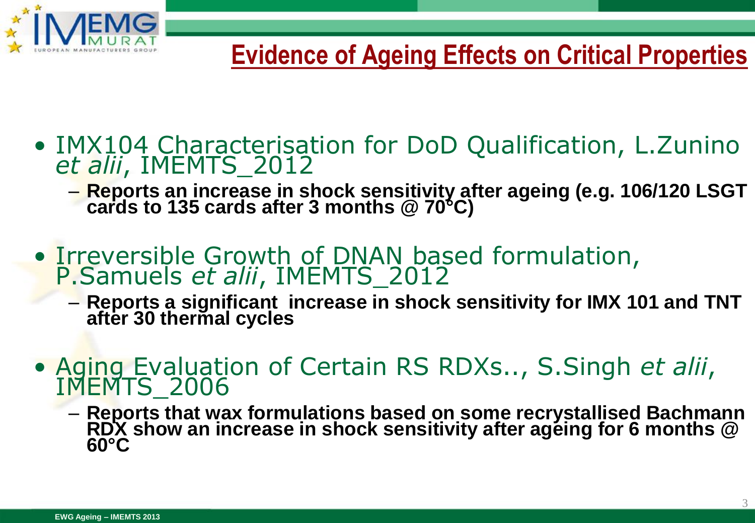# Evidence of Ageing Effects on Critical Properties

- IMX104 Characterisation for DoD Qualification, L.Zunino *et alii*, IMEMTS_2012
  - **Reports an increase in shock sensitivity after ageing (e.g. 106/120 LSGT cards to 135 cards after 3 months @ 70°C)**
- Irreversible Growth of DNAN based formulation, P.Samuels *et alii*, IMEMTS_2012
  - **Reports a significant increase in shock sensitivity for IMX 101 and TNT after 30 thermal cycles**
- Aging Evaluation of Certain RS RDXs.., S.Singh *et alii*, IMEMTS_2006
  - **Reports that wax formulations based on some recrystallised Bachmann RDX show an increase in shock sensitivity after ageing for 6 months @ 60°C**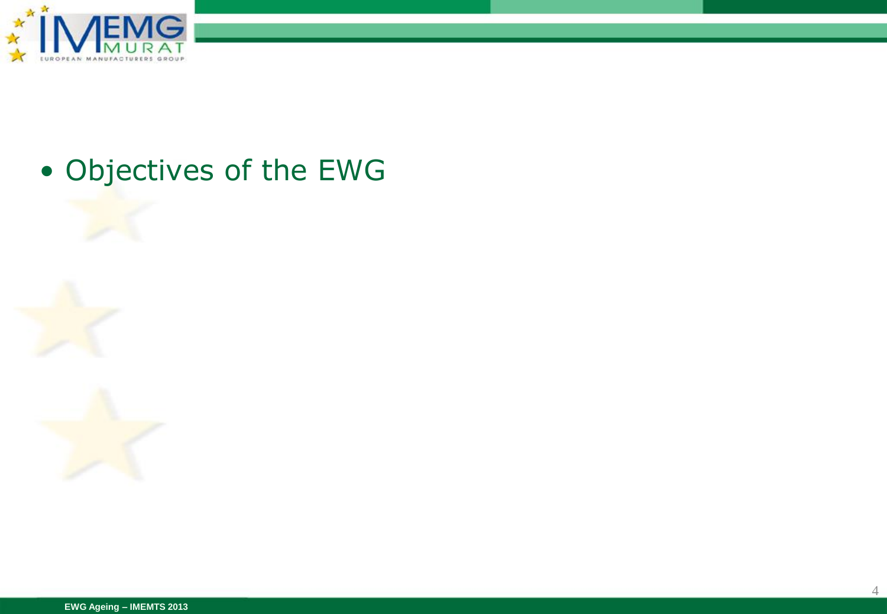- Objectives of the EWG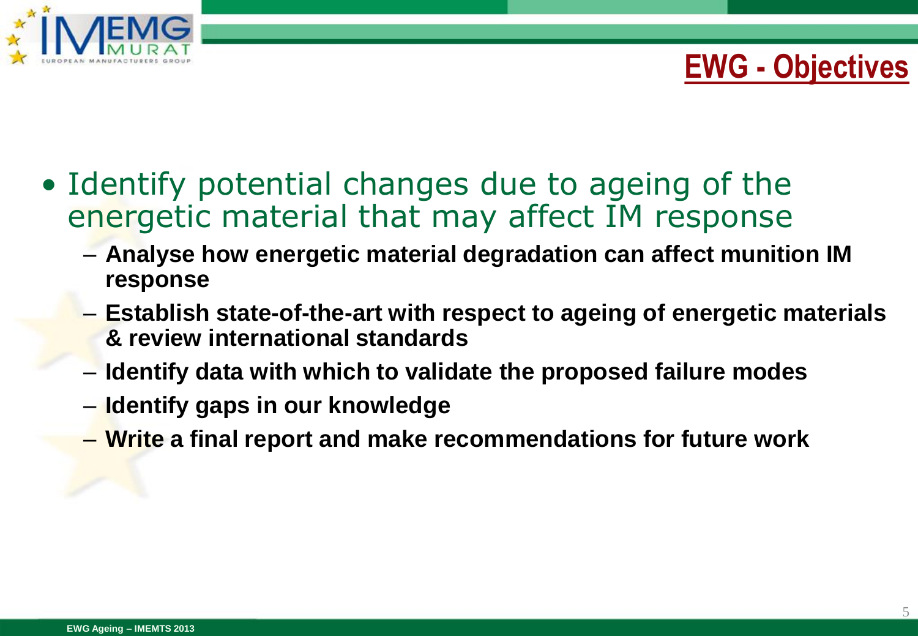# EWG - Objectives

- Identify potential changes due to ageing of the energetic material that may affect IM response
  - **Analyse how energetic material degradation can affect munition IM response**
  - **Establish state-of-the-art with respect to ageing of energetic materials & review international standards**
  - **Identify data with which to validate the proposed failure modes**
  - **Identify gaps in our knowledge**
  - **Write a final report and make recommendations for future work**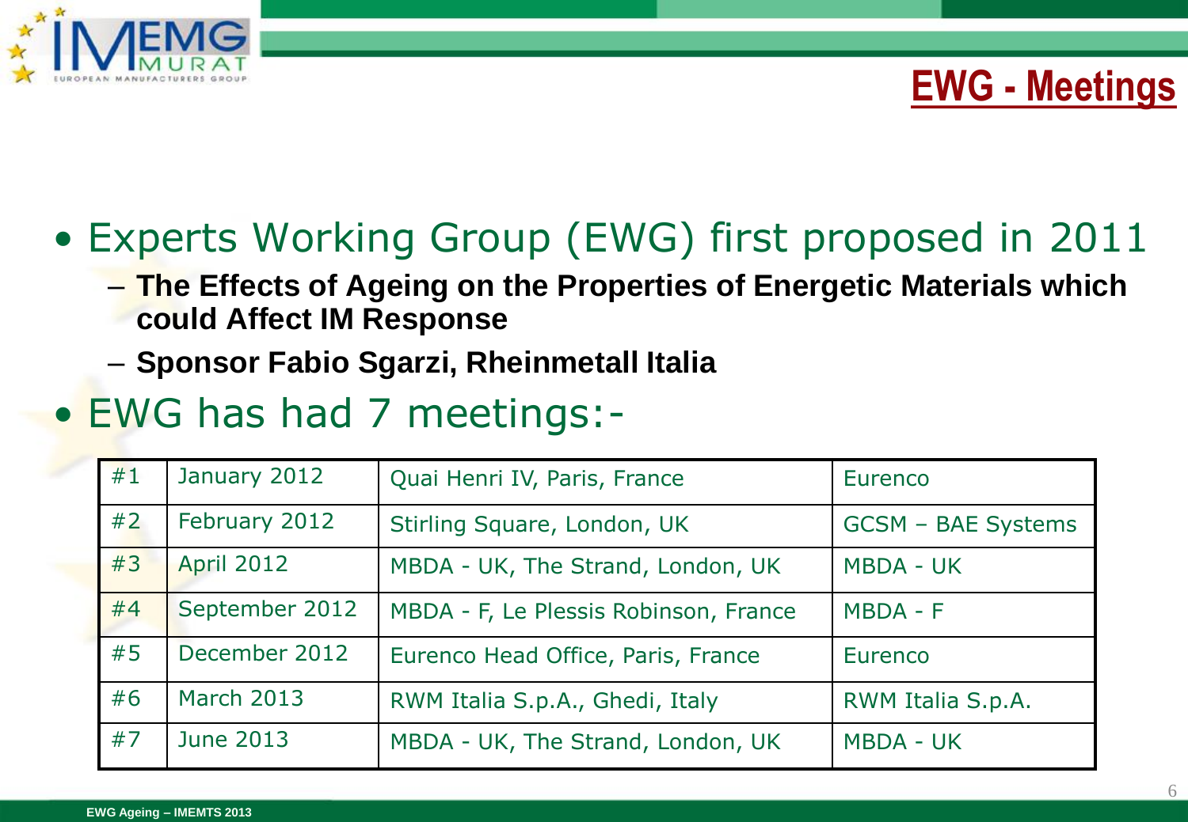# EWG - Meetings

- Experts Working Group (EWG) first proposed in 2011
  - **The Effects of Ageing on the Properties of Energetic Materials which could Affect IM Response**
  - **Sponsor Fabio Sgarzi, Rheinmetall Italia**
- EWG has had 7 meetings:-

| | | | |
|---|---|---|---|
| #1 | January 2012 | Quai Henri IV, Paris, France | Eurenco |
| #2 | February 2012 | Stirling Square, London, UK | GCSM – BAE Systems |
| #3 | April 2012 | MBDA - UK, The Strand, London, UK | MBDA - UK |
| #4 | September 2012 | MBDA - F, Le Plessis Robinson, France | MBDA - F |
| #5 | December 2012 | Eurenco Head Office, Paris, France | Eurenco |
| #6 | March 2013 | RWM Italia S.p.A., Ghedi, Italy | RWM Italia S.p.A. |
| #7 | June 2013 | MBDA - UK, The Strand, London, UK | MBDA - UK |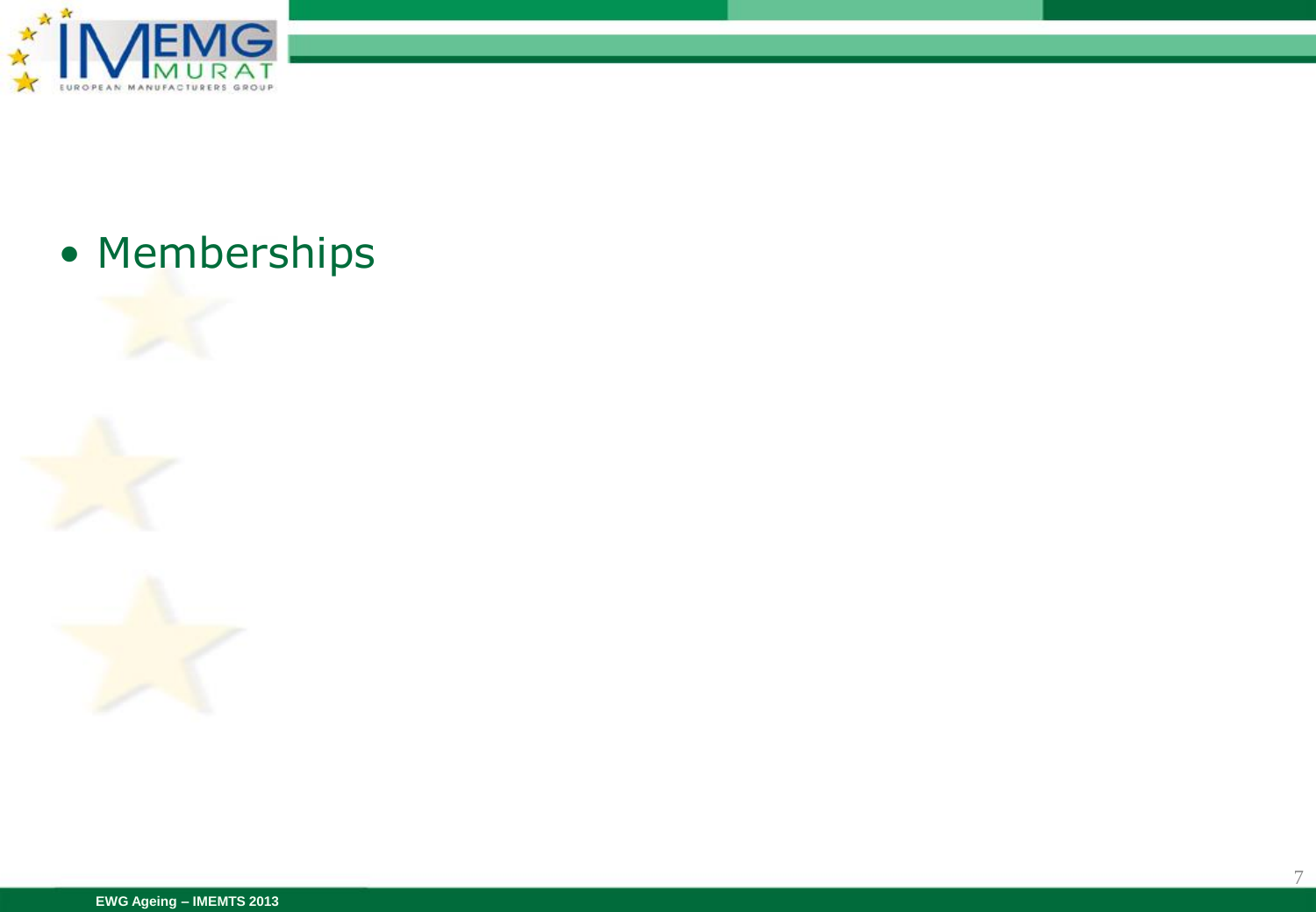- Memberships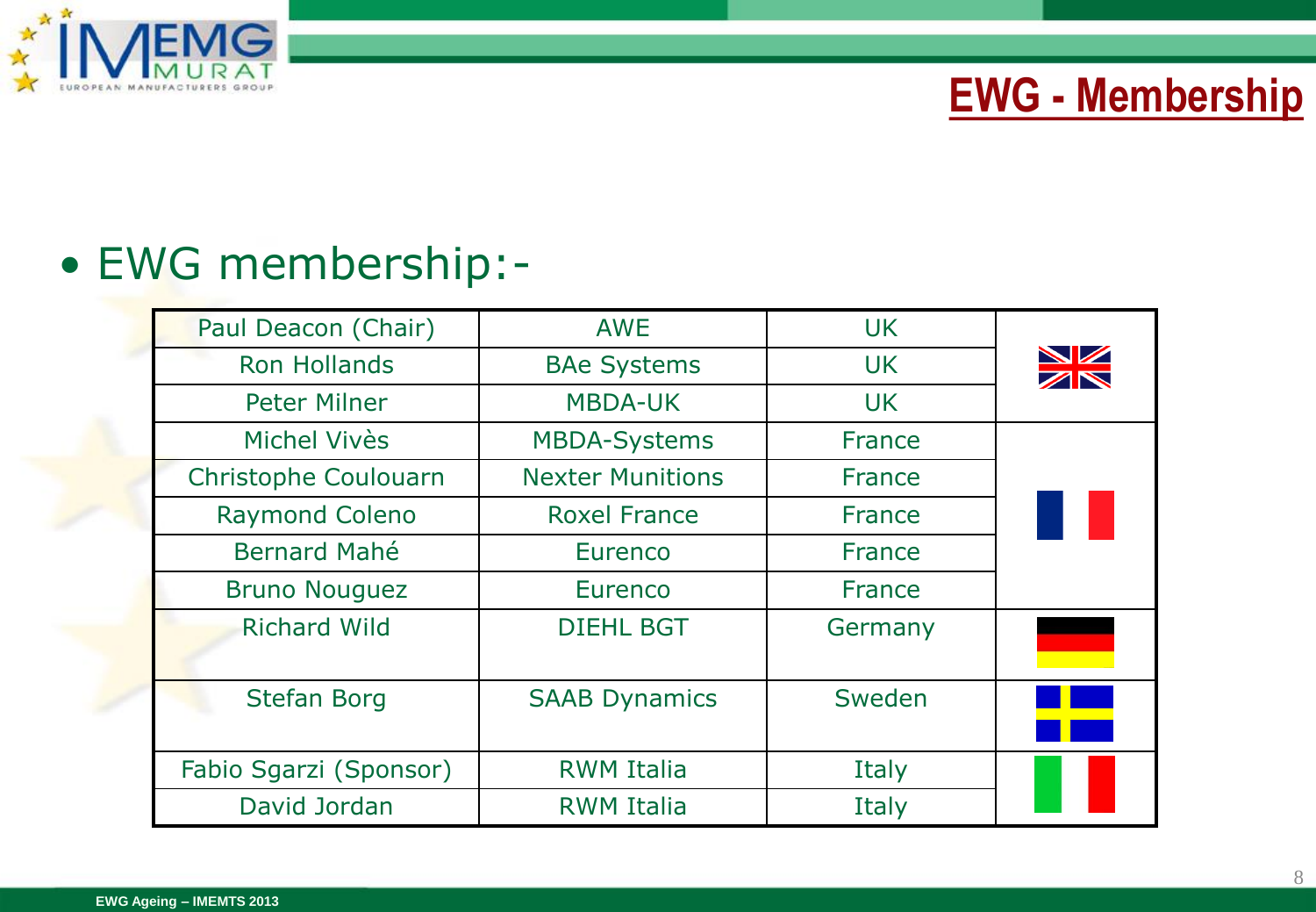# EWG - Membership

- EWG membership:-

| Name | Company | Country |
| --- | --- | --- |
| Paul Deacon (Chair) | AWE | UK |
| Ron Hollands | BAe Systems | UK |
| Peter Milner | MBDA-UK | UK |
| Michel Vivès | MBDA-Systems | France |
| Christophe Coulouarn | Nexter Munitions | France |
| Raymond Coleno | Roxel France | France |
| Bernard Mahé | Eurenco | France |
| Bruno Nouguez | Eurenco | France |
| Richard Wild | DIEHL BGT | Germany |
| Stefan Borg | SAAB Dynamics | Sweden |
| Fabio Sgarzi (Sponsor) | RWM Italia | Italy |
| David Jordan | RWM Italia | Italy |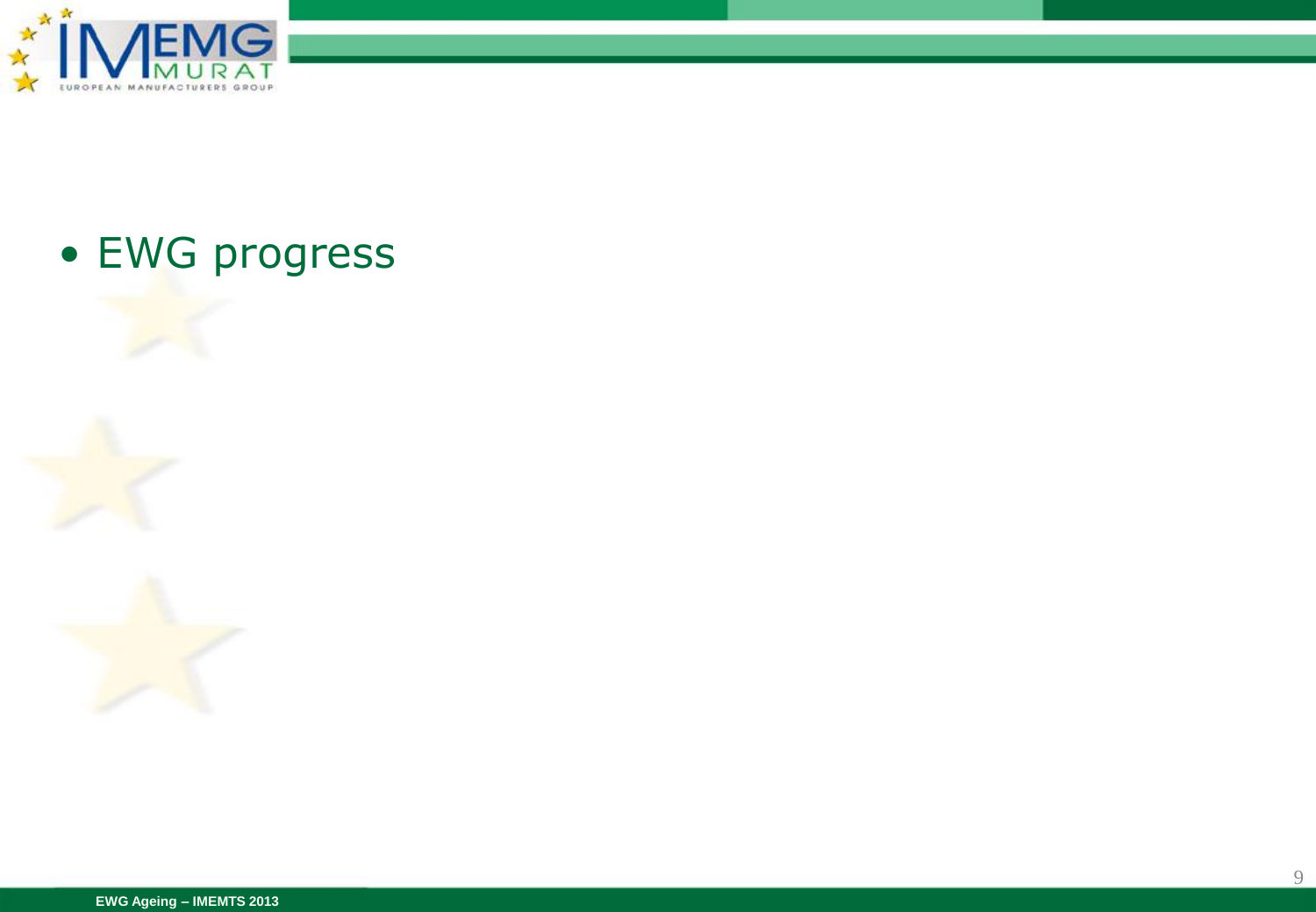- EWG progress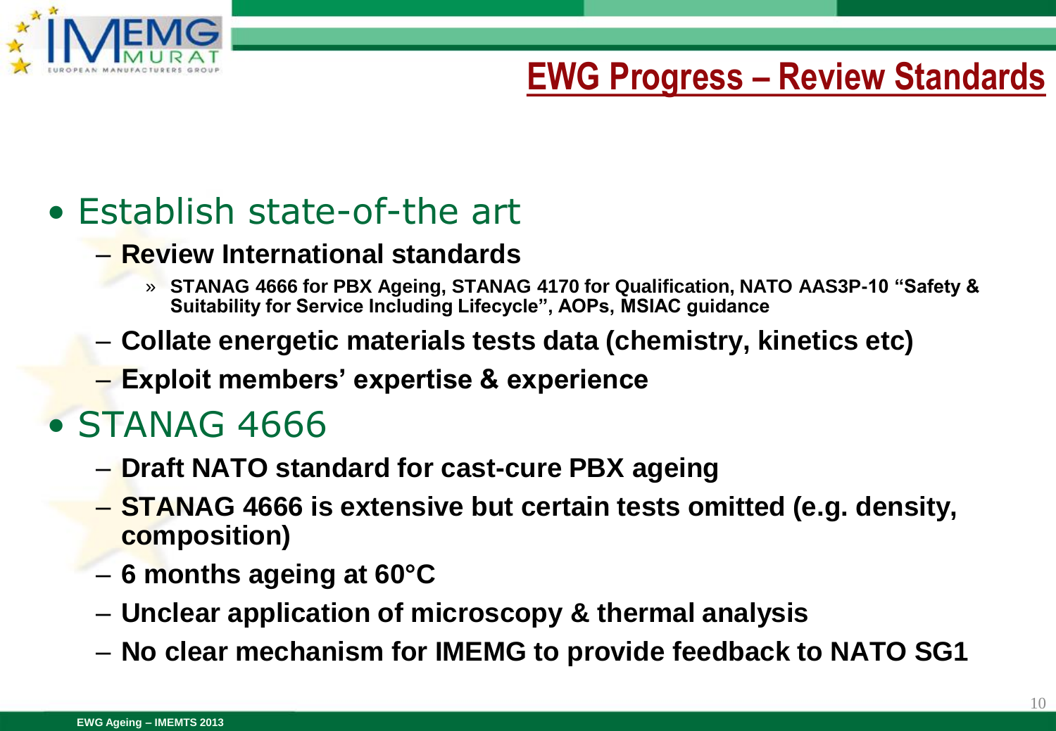# EWG Progress – Review Standards

- Establish state-of-the art
  - **Review International standards**
    - **STANAG 4666 for PBX Ageing, STANAG 4170 for Qualification, NATO AAS3P-10 "Safety & Suitability for Service Including Lifecycle", AOPs, MSIAC guidance**
  - **Collate energetic materials tests data (chemistry, kinetics etc)**
  - **Exploit members' expertise & experience**
- STANAG 4666
  - **Draft NATO standard for cast-cure PBX ageing**
  - **STANAG 4666 is extensive but certain tests omitted (e.g. density, composition)**
  - **6 months ageing at 60°C**
  - **Unclear application of microscopy & thermal analysis**
  - **No clear mechanism for IMEMG to provide feedback to NATO SG1**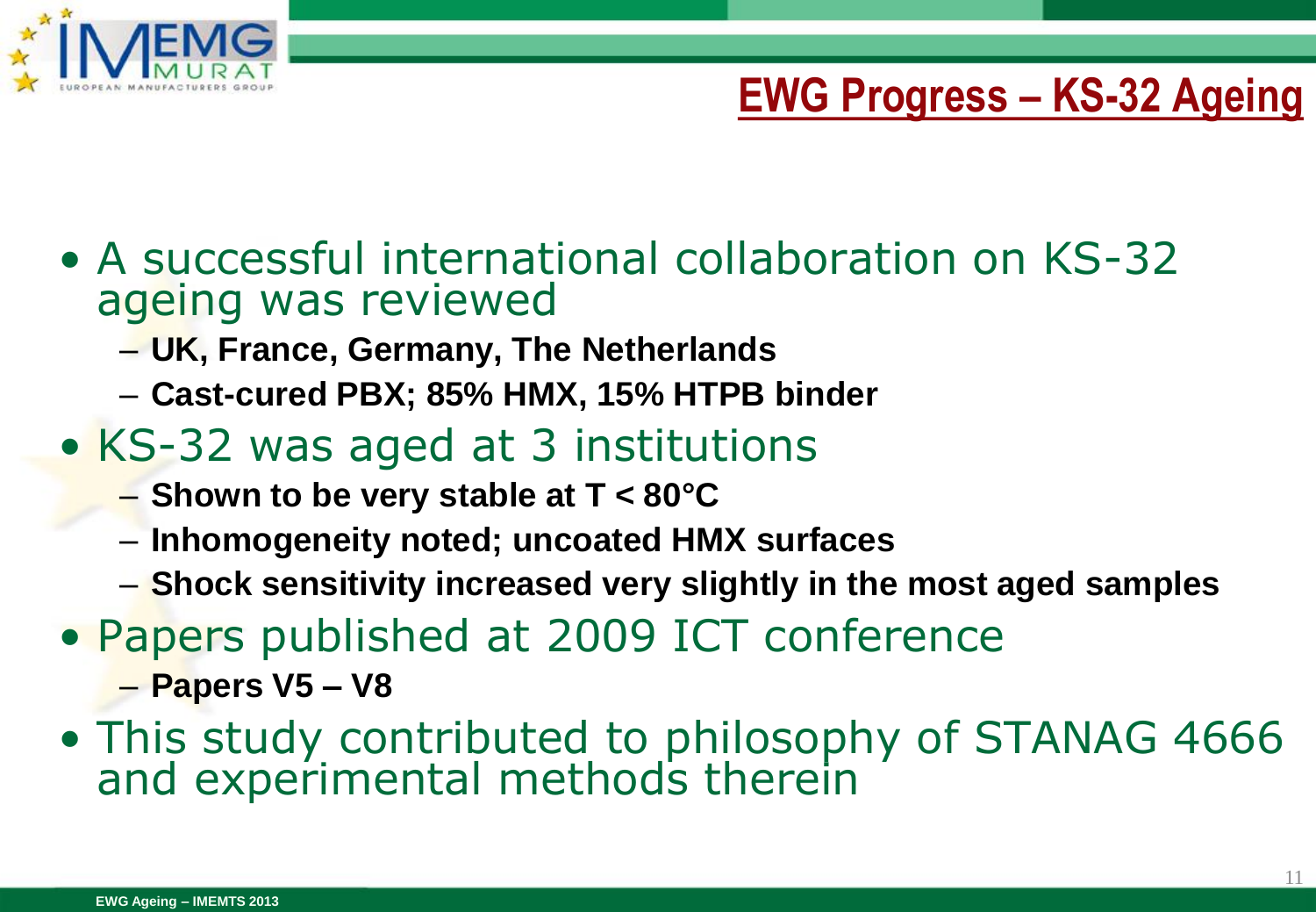# EWG Progress – KS-32 Ageing

- A successful international collaboration on KS-32 ageing was reviewed
  - **UK, France, Germany, The Netherlands**
  - **Cast-cured PBX; 85% HMX, 15% HTPB binder**
- KS-32 was aged at 3 institutions
  - **Shown to be very stable at T < 80°C**
  - **Inhomogeneity noted; uncoated HMX surfaces**
  - **Shock sensitivity increased very slightly in the most aged samples**
- Papers published at 2009 ICT conference
  - **Papers V5 – V8**
- This study contributed to philosophy of STANAG 4666 and experimental methods therein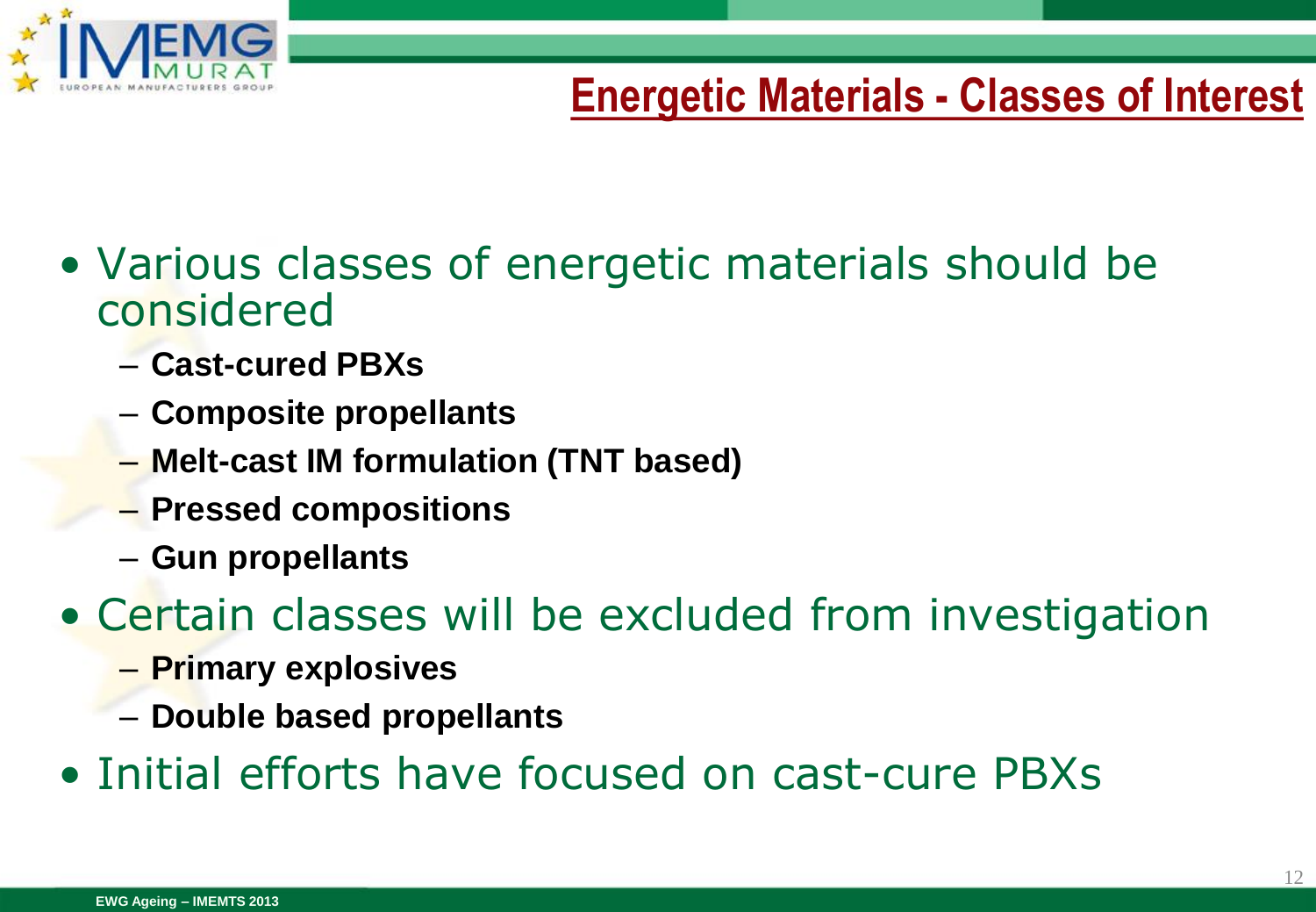# Energetic Materials - Classes of Interest

- Various classes of energetic materials should be considered
  - **Cast-cured PBXs**
  - **Composite propellants**
  - **Melt-cast IM formulation (TNT based)**
  - **Pressed compositions**
  - **Gun propellants**
- Certain classes will be excluded from investigation
  - **Primary explosives**
  - **Double based propellants**
- Initial efforts have focused on cast-cure PBXs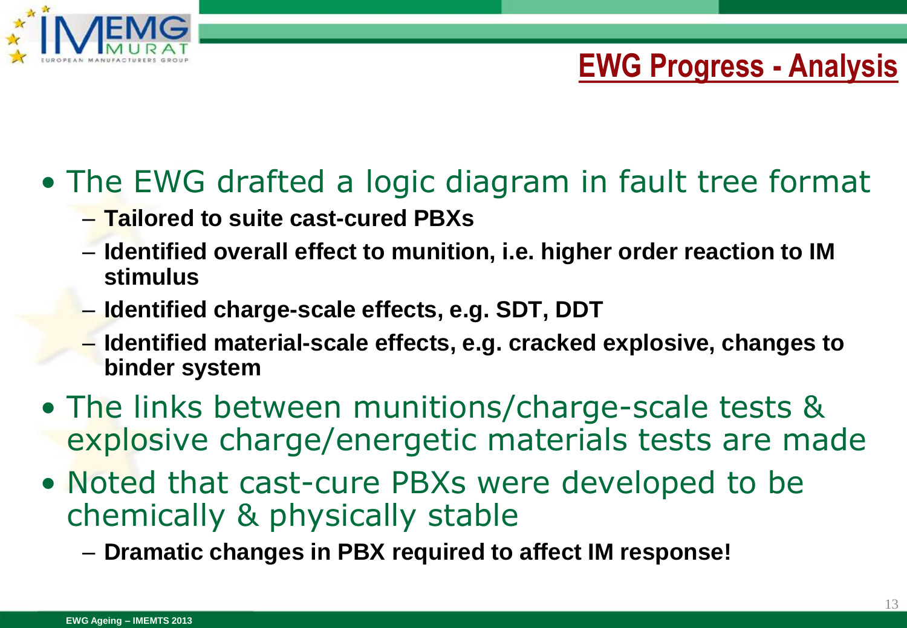# EWG Progress - Analysis

- The EWG drafted a logic diagram in fault tree format
  - **Tailored to suite cast-cured PBXs**
  - **Identified overall effect to munition, i.e. higher order reaction to IM stimulus**
  - **Identified charge-scale effects, e.g. SDT, DDT**
  - **Identified material-scale effects, e.g. cracked explosive, changes to binder system**
- The links between munitions/charge-scale tests & explosive charge/energetic materials tests are made
- Noted that cast-cure PBXs were developed to be chemically & physically stable
  - **Dramatic changes in PBX required to affect IM response!**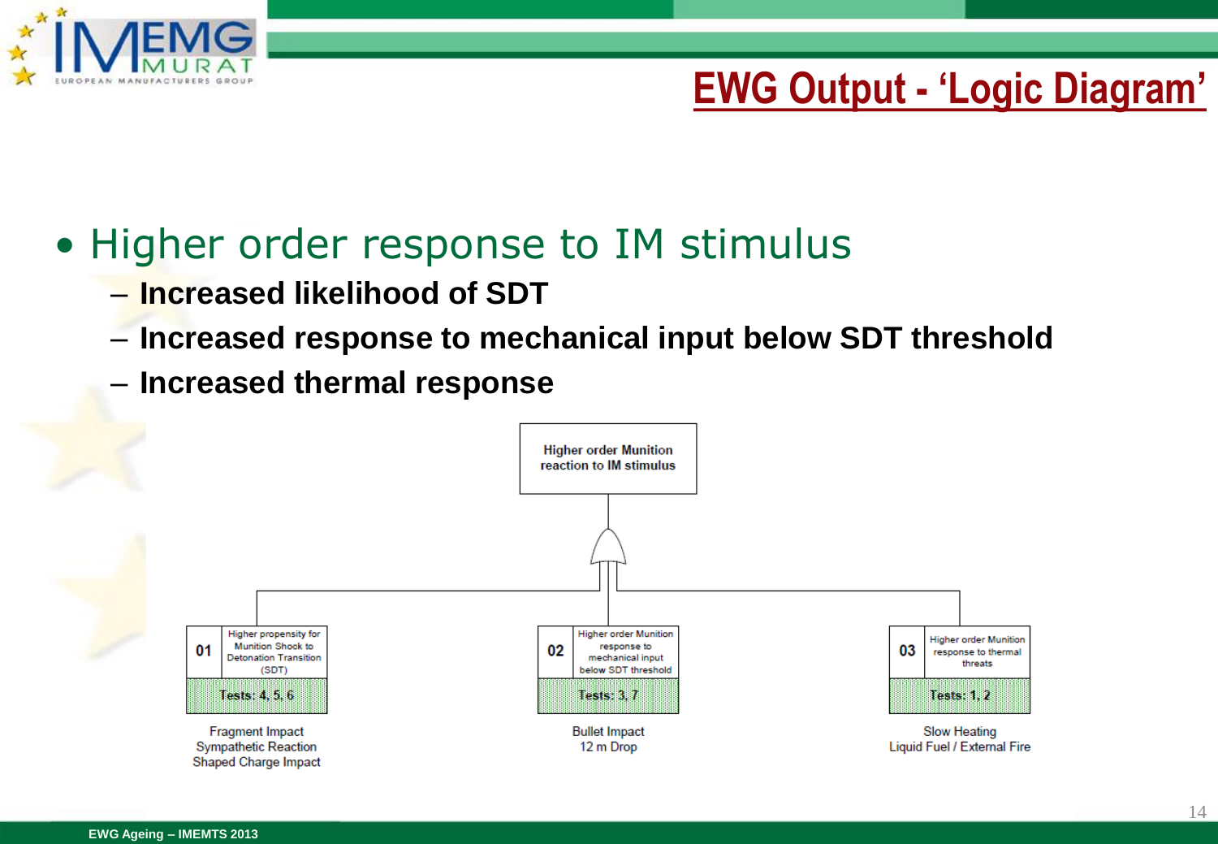# EWG Output - 'Logic Diagram'

- Higher order response to IM stimulus
  - **Increased likelihood of SDT**
  - **Increased response to mechanical input below SDT threshold**
  - **Increased thermal response**

**Higher order Munition reaction to IM stimulus**

| No. | Description | Tests | Threats |
| --- | --- | --- | --- |
| 01 | Higher propensity for Munition Shock to Detonation Transition (SDT) | Tests: 4, 5, 6 | Fragment Impact, Sympathetic Reaction, Shaped Charge Impact |
| 02 | Higher order Munition response to mechanical input below SDT threshold | Tests: 3, 7 | Bullet Impact, 12 m Drop |
| 03 | Higher order Munition response to thermal threats | Tests: 1, 2 | Slow Heating, Liquid Fuel / External Fire |

EWG Ageing – IMEMTS 2013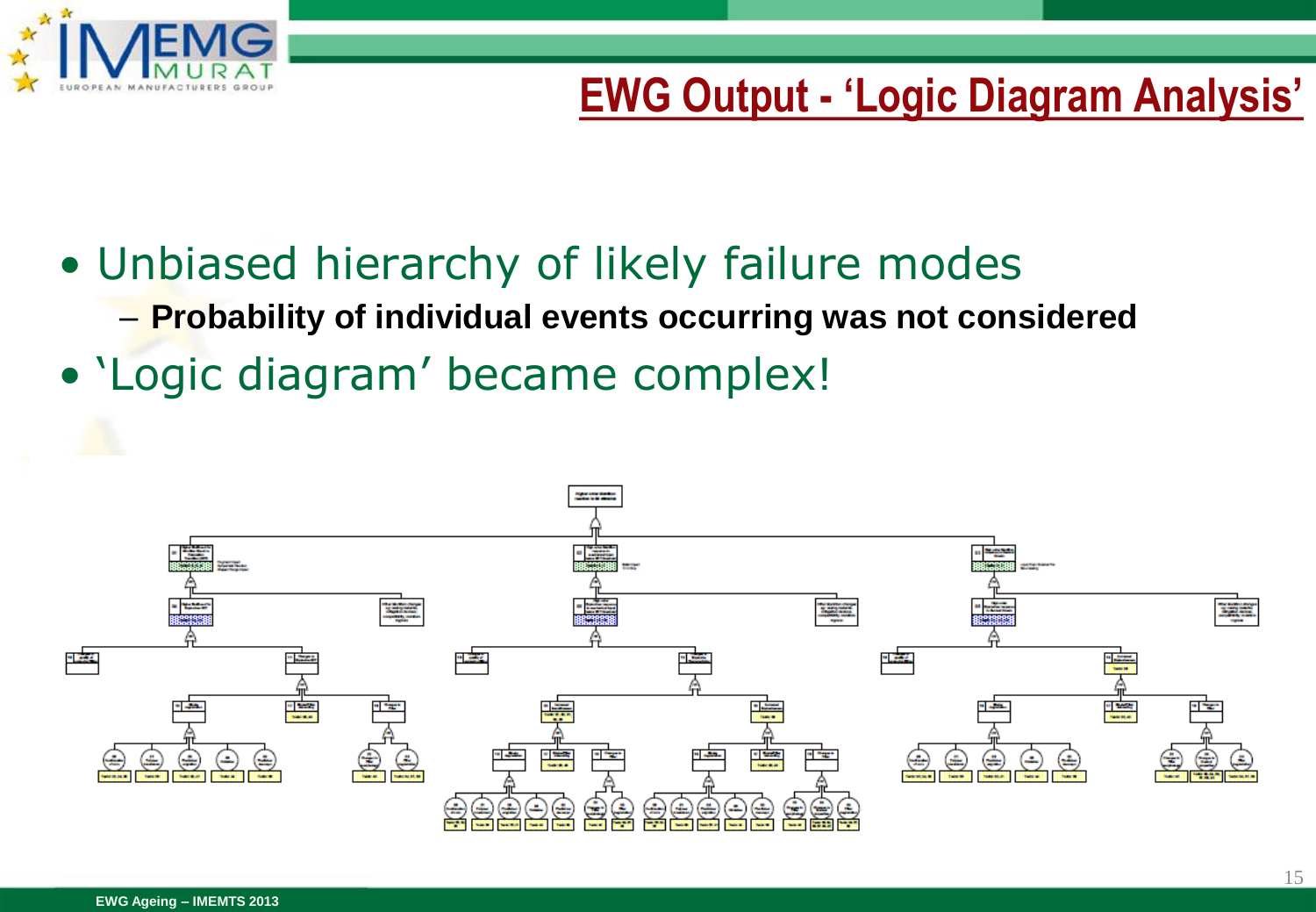# EWG Output - 'Logic Diagram Analysis'

- Unbiased hierarchy of likely failure modes
  - **Probability of individual events occurring was not considered**
- 'Logic diagram' became complex!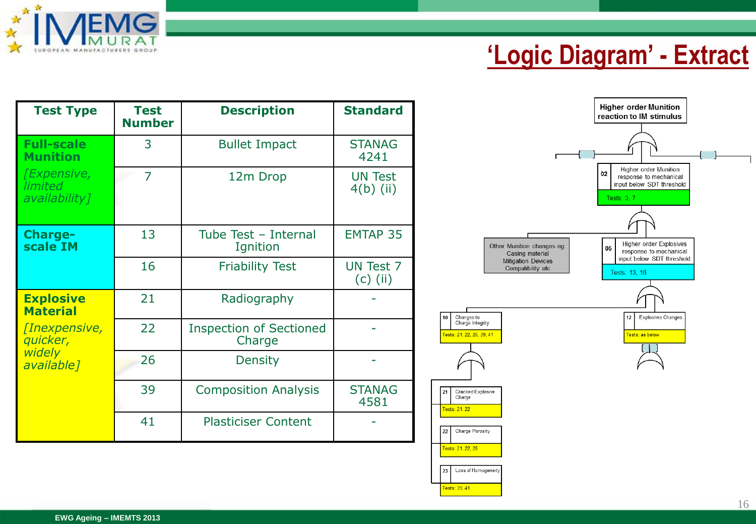# 'Logic Diagram' - Extract

| Test Type | Test Number | Description | Standard |
|---|---|---|---|
| **Full-scale Munition** *[Expensive, limited availability]* | 3 | Bullet Impact | STANAG 4241 |
| | 7 | 12m Drop | UN Test 4(b) (ii) |
| **Charge-scale IM** | 13 | Tube Test – Internal Ignition | EMTAP 35 |
| | 16 | Friability Test | UN Test 7 (c) (ii) |
| **Explosive Material** *[Inexpensive, quicker, widely available]* | 21 | Radiography | - |
| | 22 | Inspection of Sectioned Charge | - |
| | 26 | Density | - |
| | 39 | Composition Analysis | STANAG 4581 |
| | 41 | Plasticiser Content | - |

Higher order Munition reaction to IM stimulus

02 – Higher order Munition response to mechanical input below SDT threshold
Tests: 3, 7

Other Munition changes eg: Casing material, Mitigation Devices, Compatibility etc

05 – Higher order Explosives response to mechanical input below SDT threshold
Tests: 13, 16

10 – Changes to Charge Integrity
Tests: 21, 22, 26, 39, 41

12 – Explosives Changes
Tests: as below

21 – Cracked Explosive Charge
Tests: 21, 22

22 – Charge Porosity
Tests: 21, 22, 26

23 – Loss of Homogeneity
Tests: 39, 41

EWG Ageing – IMEMTS 2013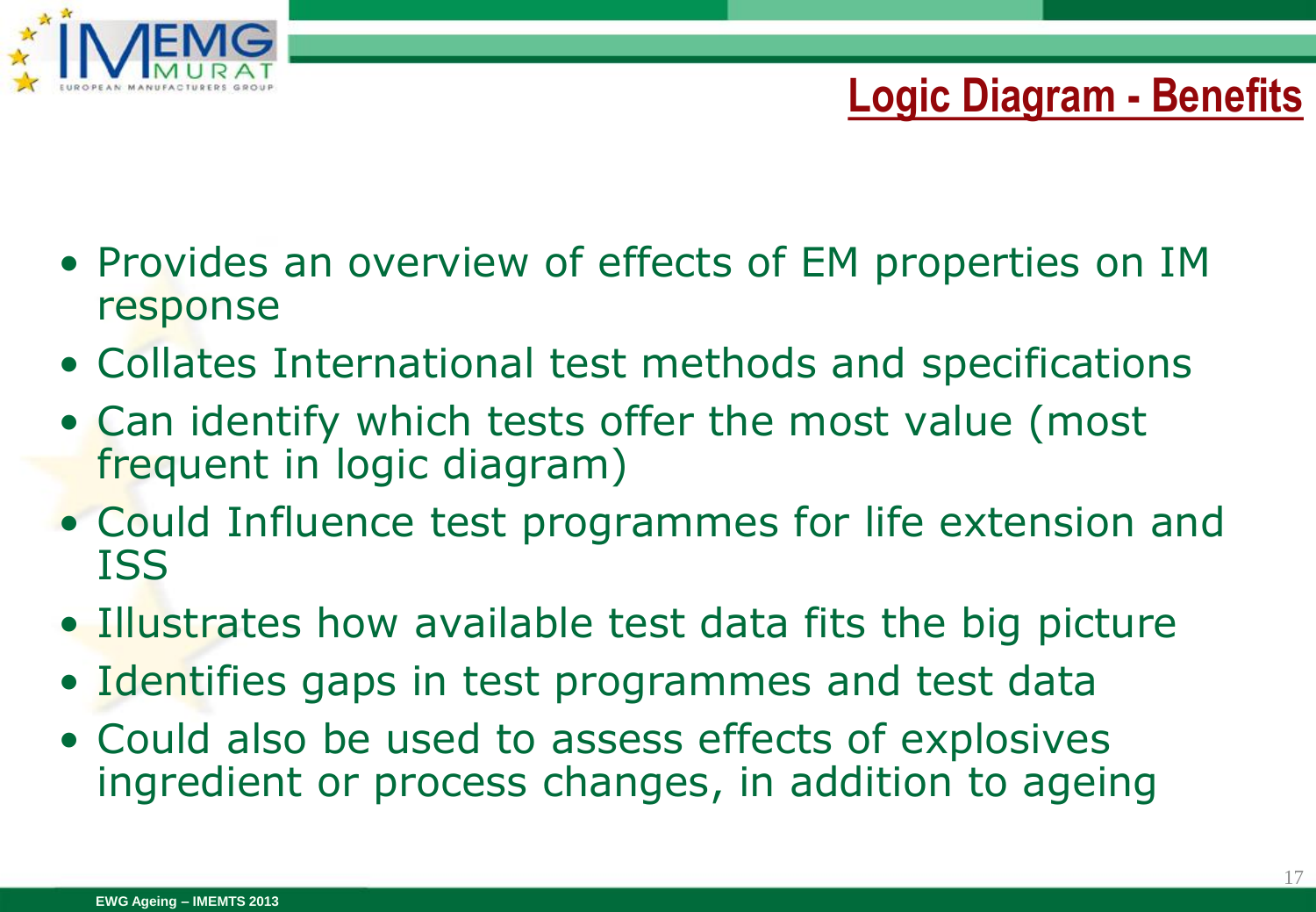# Logic Diagram - Benefits

- Provides an overview of effects of EM properties on IM response
- Collates International test methods and specifications
- Can identify which tests offer the most value (most frequent in logic diagram)
- Could Influence test programmes for life extension and ISS
- Illustrates how available test data fits the big picture
- Identifies gaps in test programmes and test data
- Could also be used to assess effects of explosives ingredient or process changes, in addition to ageing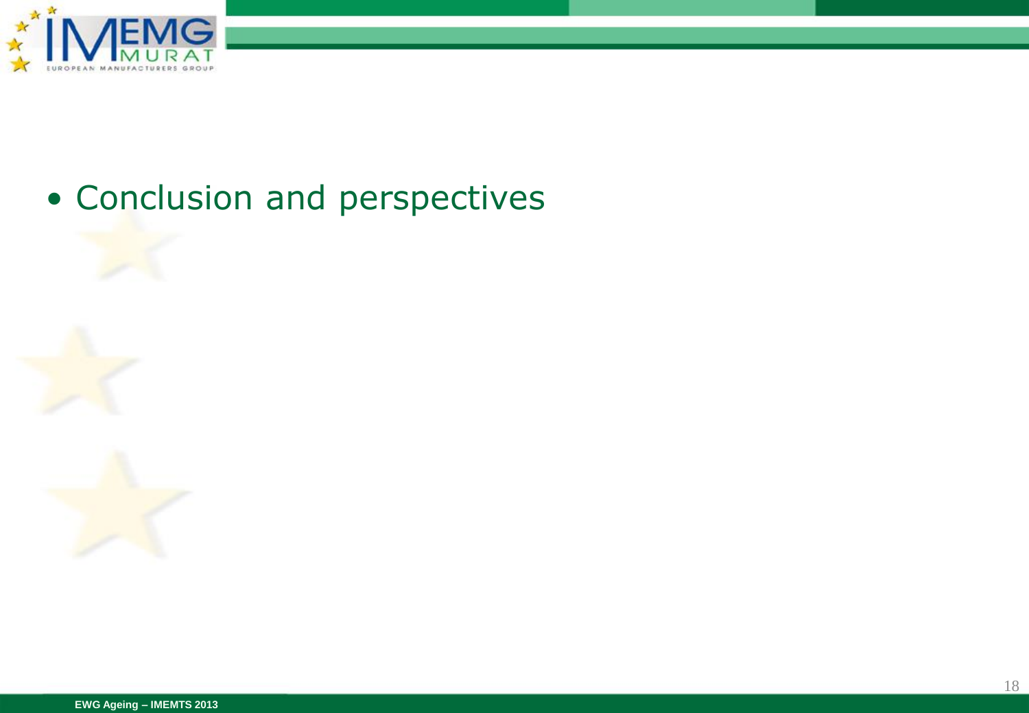- Conclusion and perspectives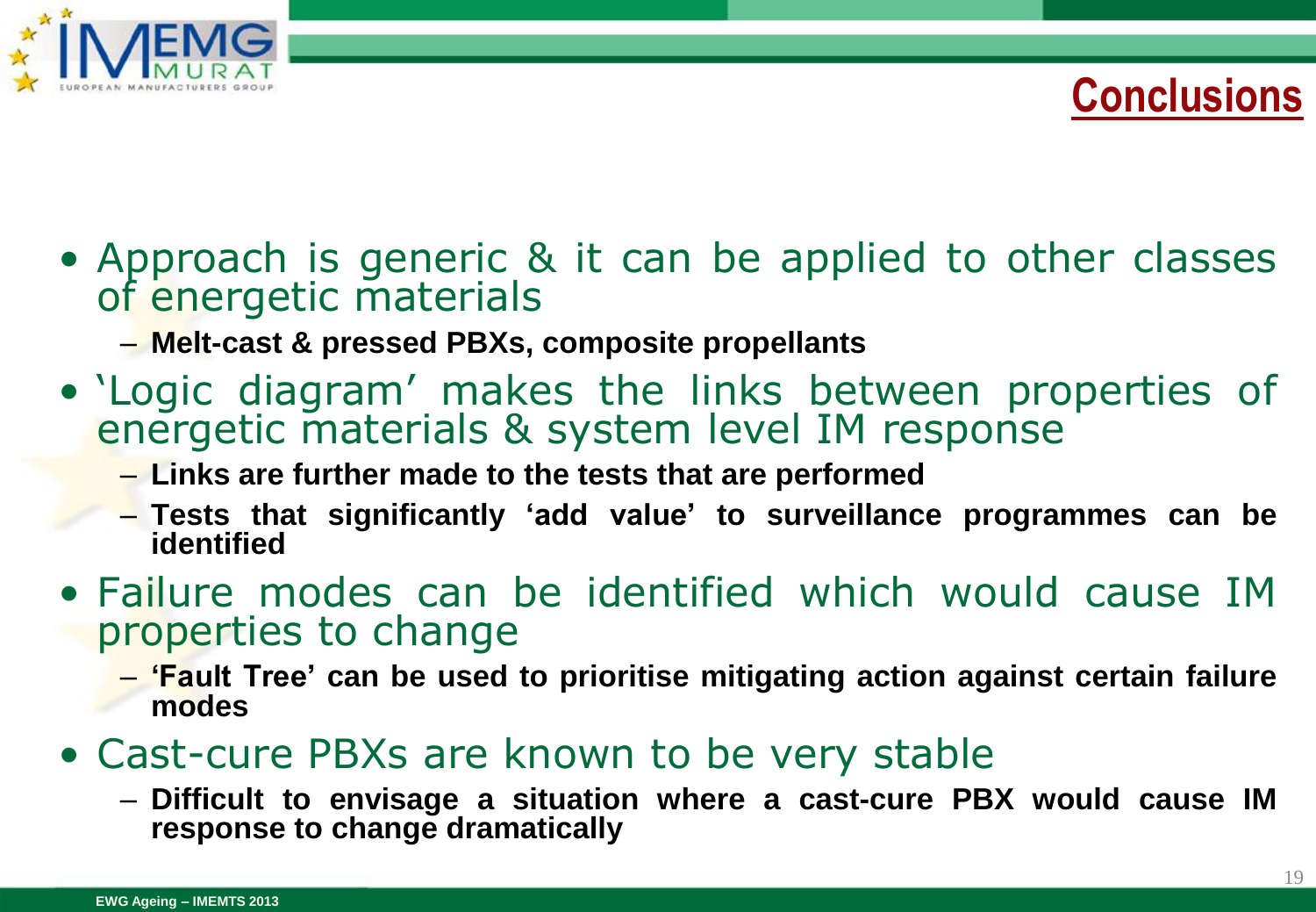# Conclusions

- Approach is generic & it can be applied to other classes of energetic materials
  - **Melt-cast & pressed PBXs, composite propellants**
- 'Logic diagram' makes the links between properties of energetic materials & system level IM response
  - **Links are further made to the tests that are performed**
  - **Tests that significantly 'add value' to surveillance programmes can be identified**
- Failure modes can be identified which would cause IM properties to change
  - **'Fault Tree' can be used to prioritise mitigating action against certain failure modes**
- Cast-cure PBXs are known to be very stable
  - **Difficult to envisage a situation where a cast-cure PBX would cause IM response to change dramatically**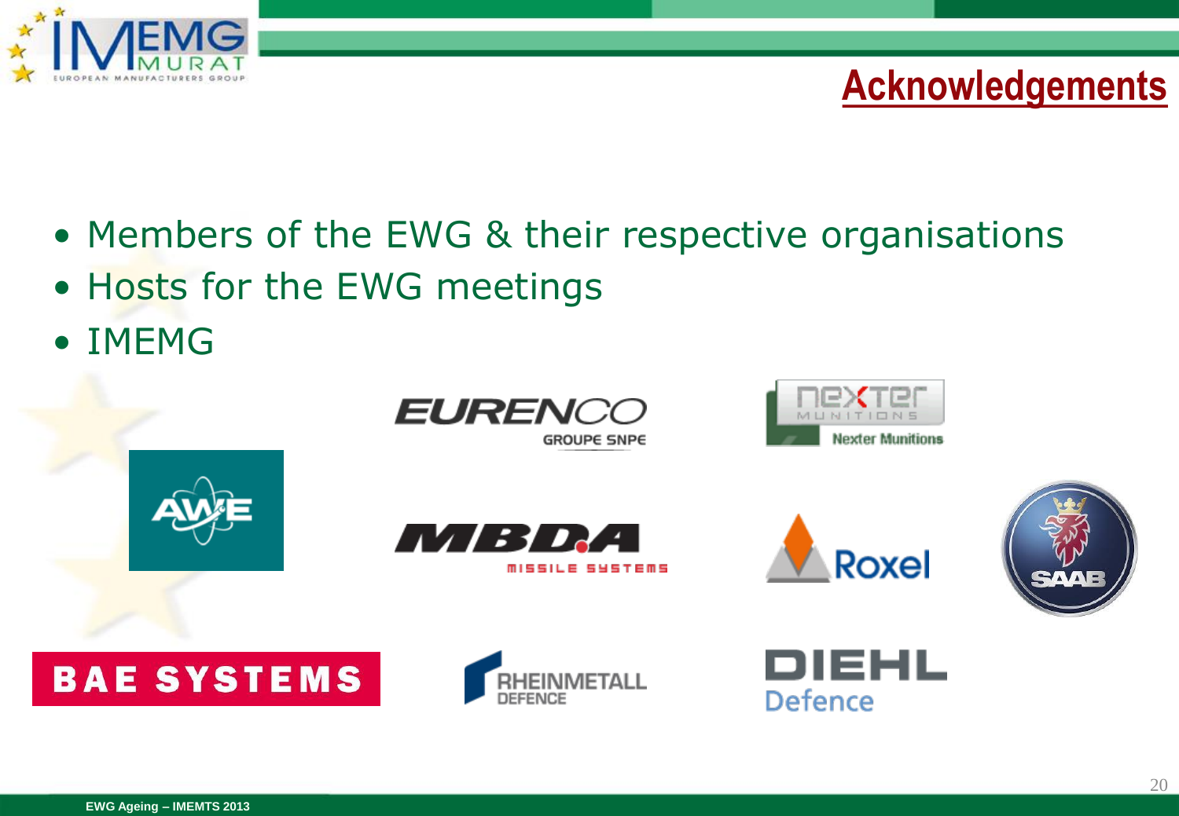# Acknowledgements

- Members of the EWG & their respective organisations
- Hosts for the EWG meetings
- IMEMG